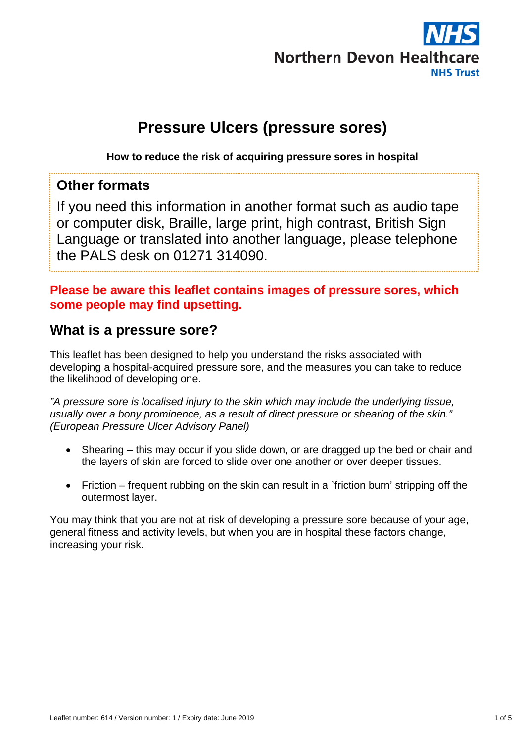Northern Devon Healthcare NHS Trust

# Pressure Ulcers (pressure sores)

**How to reduce the risk of acquiring pressure sores in hospital**

## Other formats

If you need this information in another format such as audio tape or computer disk, Braille, large print, high contrast, British Sign Language or translated into another language, please telephone the PALS desk on 01271 314090.

**Please be aware this leaflet contains images of pressure sores, which some people may find upsetting.**

## What is a pressure sore?

This leaflet has been designed to help you understand the risks associated with developing a hospital-acquired pressure sore, and the measures you can take to reduce the likelihood of developing one.

*"A pressure sore is localised injury to the skin which may include the underlying tissue, usually over a bony prominence, as a result of direct pressure or shearing of the skin." (European Pressure Ulcer Advisory Panel)*

- Shearing – this may occur if you slide down, or are dragged up the bed or chair and the layers of skin are forced to slide over one another or over deeper tissues.
- Friction – frequent rubbing on the skin can result in a `friction burn' stripping off the outermost layer.

You may think that you are not at risk of developing a pressure sore because of your age, general fitness and activity levels, but when you are in hospital these factors change, increasing your risk.

Leaflet number: 614 / Version number: 1 / Expiry date: June 2019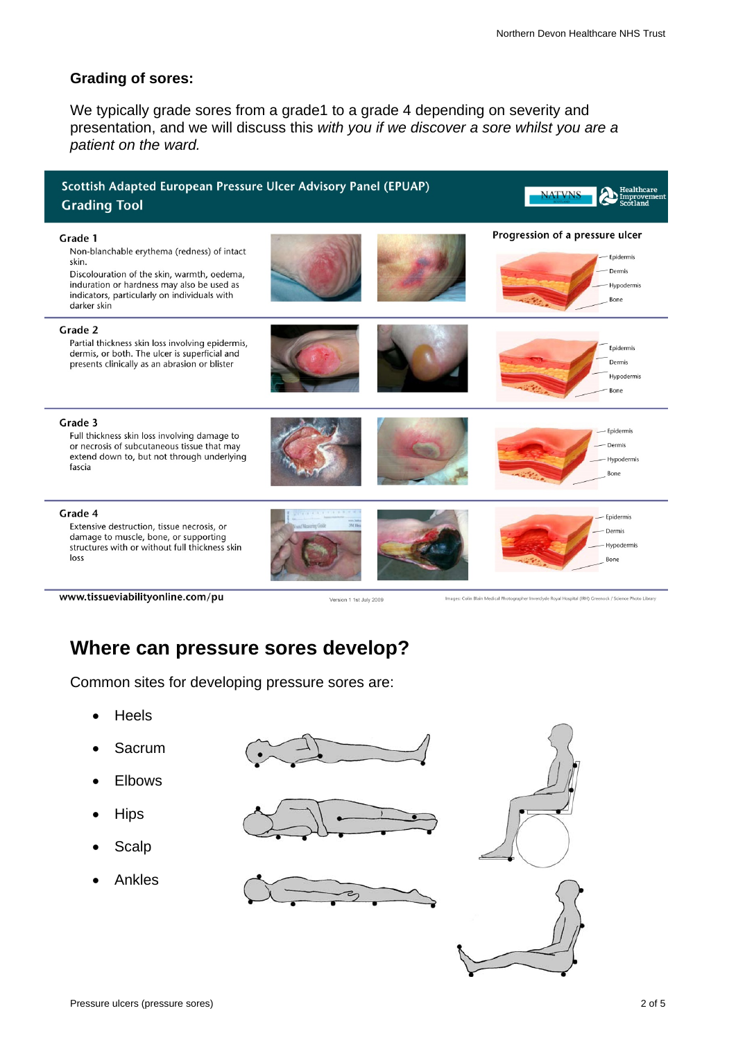## Grading of sores:

We typically grade sores from a grade1 to a grade 4 depending on severity and presentation, and we will discuss this *with you if we discover a sore whilst you are a patient on the ward.*

**Scottish Adapted European Pressure Ulcer Advisory Panel (EPUAP) Grading Tool**

**Progression of a pressure ulcer**

**Grade 1**
Non-blanchable erythema (redness) of intact skin.
Discolouration of the skin, warmth, oedema, induration or hardness may also be used as indicators, particularly on individuals with darker skin

Epidermis
Dermis
Hypodermis
Bone

**Grade 2**
Partial thickness skin loss involving epidermis, dermis, or both. The ulcer is superficial and presents clinically as an abrasion or blister

Epidermis
Dermis
Hypodermis
Bone

**Grade 3**
Full thickness skin loss involving damage to or necrosis of subcutaneous tissue that may extend down to, but not through underlying fascia

Epidermis
Dermis
Hypodermis
Bone

**Grade 4**
Extensive destruction, tissue necrosis, or damage to muscle, bone, or supporting structures with or without full thickness skin loss

Epidermis
Dermis
Hypodermis
Bone

www.tissueviabilityonline.com/pu

Version 1 1st July 2009

Images: Colin Blain Medical Photographer Inverclyde Royal Hospital (IRH) Greenock / Science Photo Library

# Where can pressure sores develop?

Common sites for developing pressure sores are:

- Heels
- Sacrum
- Elbows
- Hips
- Scalp
- Ankles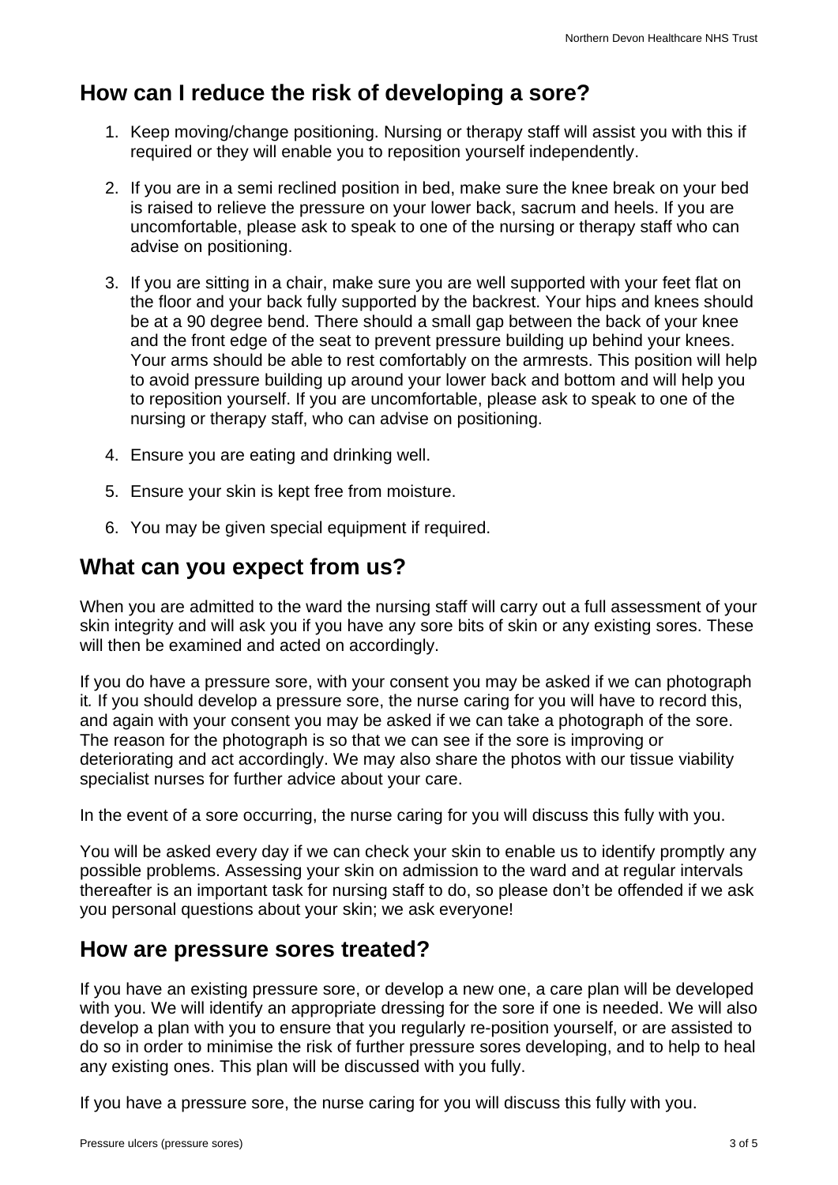## How can I reduce the risk of developing a sore?

1. Keep moving/change positioning. Nursing or therapy staff will assist you with this if required or they will enable you to reposition yourself independently.

2. If you are in a semi reclined position in bed, make sure the knee break on your bed is raised to relieve the pressure on your lower back, sacrum and heels. If you are uncomfortable, please ask to speak to one of the nursing or therapy staff who can advise on positioning.

3. If you are sitting in a chair, make sure you are well supported with your feet flat on the floor and your back fully supported by the backrest. Your hips and knees should be at a 90 degree bend. There should a small gap between the back of your knee and the front edge of the seat to prevent pressure building up behind your knees. Your arms should be able to rest comfortably on the armrests. This position will help to avoid pressure building up around your lower back and bottom and will help you to reposition yourself. If you are uncomfortable, please ask to speak to one of the nursing or therapy staff, who can advise on positioning.

4. Ensure you are eating and drinking well.

5. Ensure your skin is kept free from moisture.

6. You may be given special equipment if required.

## What can you expect from us?

When you are admitted to the ward the nursing staff will carry out a full assessment of your skin integrity and will ask you if you have any sore bits of skin or any existing sores. These will then be examined and acted on accordingly.

If you do have a pressure sore, with your consent you may be asked if we can photograph it*.* If you should develop a pressure sore, the nurse caring for you will have to record this, and again with your consent you may be asked if we can take a photograph of the sore. The reason for the photograph is so that we can see if the sore is improving or deteriorating and act accordingly. We may also share the photos with our tissue viability specialist nurses for further advice about your care.

In the event of a sore occurring, the nurse caring for you will discuss this fully with you.

You will be asked every day if we can check your skin to enable us to identify promptly any possible problems. Assessing your skin on admission to the ward and at regular intervals thereafter is an important task for nursing staff to do, so please don't be offended if we ask you personal questions about your skin; we ask everyone!

## How are pressure sores treated?

If you have an existing pressure sore, or develop a new one, a care plan will be developed with you. We will identify an appropriate dressing for the sore if one is needed. We will also develop a plan with you to ensure that you regularly re-position yourself, or are assisted to do so in order to minimise the risk of further pressure sores developing, and to help to heal any existing ones. This plan will be discussed with you fully.

If you have a pressure sore, the nurse caring for you will discuss this fully with you.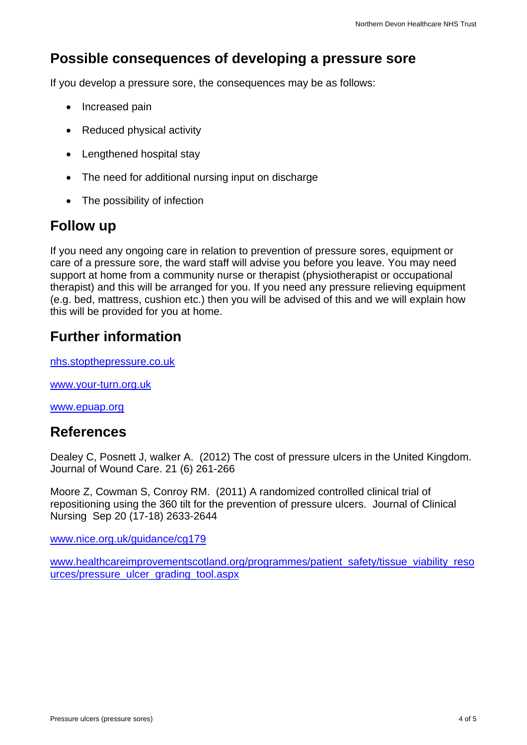## Possible consequences of developing a pressure sore

If you develop a pressure sore, the consequences may be as follows:

- Increased pain
- Reduced physical activity
- Lengthened hospital stay
- The need for additional nursing input on discharge
- The possibility of infection

## Follow up

If you need any ongoing care in relation to prevention of pressure sores, equipment or care of a pressure sore, the ward staff will advise you before you leave. You may need support at home from a community nurse or therapist (physiotherapist or occupational therapist) and this will be arranged for you. If you need any pressure relieving equipment (e.g. bed, mattress, cushion etc.) then you will be advised of this and we will explain how this will be provided for you at home.

## Further information

nhs.stopthepressure.co.uk

www.your-turn.org.uk

www.epuap.org

## References

Dealey C, Posnett J, walker A. (2012) The cost of pressure ulcers in the United Kingdom. Journal of Wound Care. 21 (6) 261-266

Moore Z, Cowman S, Conroy RM. (2011) A randomized controlled clinical trial of repositioning using the 360 tilt for the prevention of pressure ulcers. Journal of Clinical Nursing Sep 20 (17-18) 2633-2644

www.nice.org.uk/guidance/cg179

www.healthcareimprovementscotland.org/programmes/patient_safety/tissue_viability_resources/pressure_ulcer_grading_tool.aspx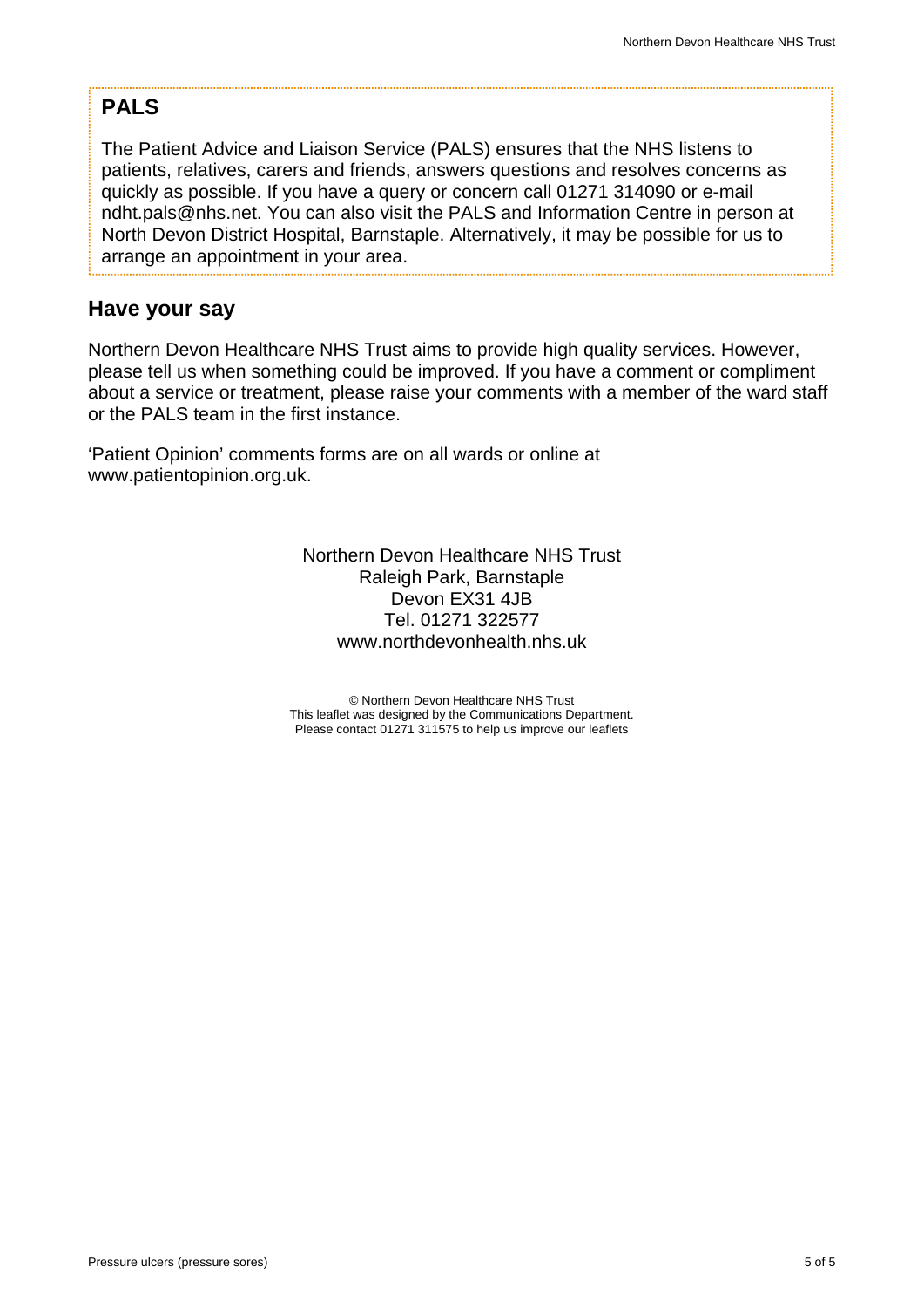## PALS

The Patient Advice and Liaison Service (PALS) ensures that the NHS listens to patients, relatives, carers and friends, answers questions and resolves concerns as quickly as possible. If you have a query or concern call 01271 314090 or e-mail ndht.pals@nhs.net. You can also visit the PALS and Information Centre in person at North Devon District Hospital, Barnstaple. Alternatively, it may be possible for us to arrange an appointment in your area.

## Have your say

Northern Devon Healthcare NHS Trust aims to provide high quality services. However, please tell us when something could be improved. If you have a comment or compliment about a service or treatment, please raise your comments with a member of the ward staff or the PALS team in the first instance.

'Patient Opinion' comments forms are on all wards or online at www.patientopinion.org.uk.

Northern Devon Healthcare NHS Trust
Raleigh Park, Barnstaple
Devon EX31 4JB
Tel. 01271 322577
www.northdevonhealth.nhs.uk

© Northern Devon Healthcare NHS Trust
This leaflet was designed by the Communications Department.
Please contact 01271 311575 to help us improve our leaflets